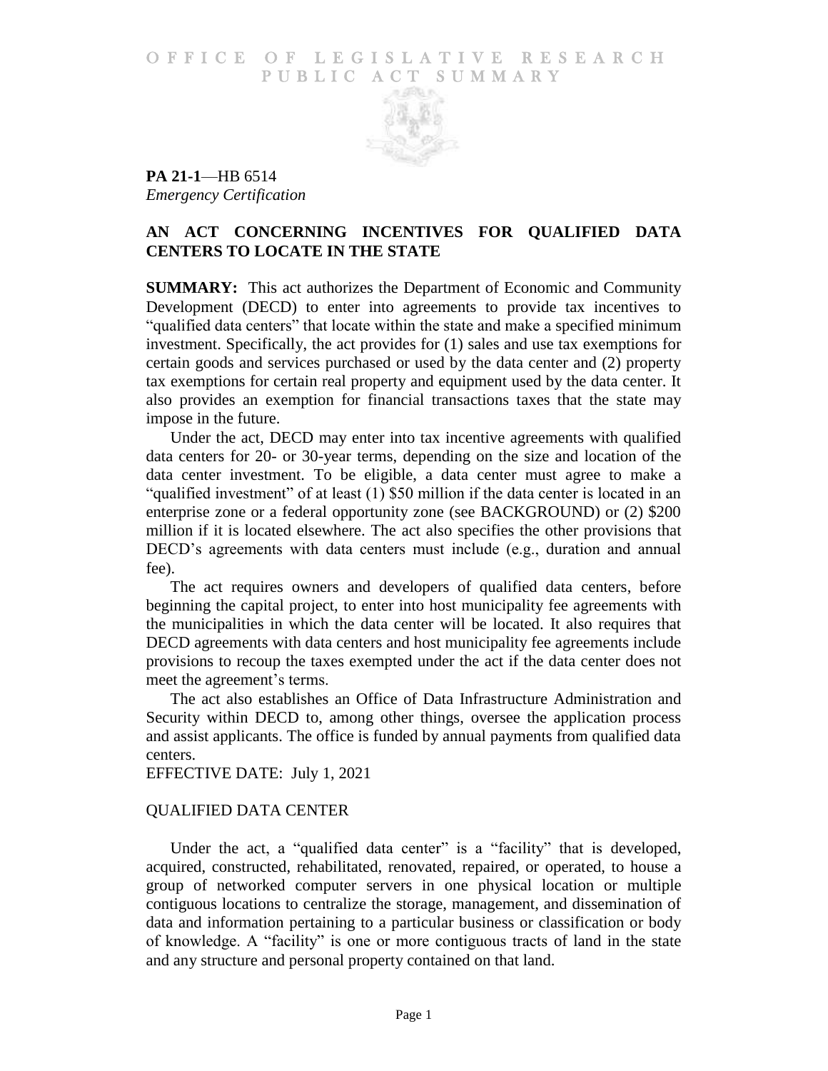OFFICE OF LEGISLATIVE RESEARCH
PUBLIC ACT SUMMARY

**PA 21-1**—HB 6514
*Emergency Certification*

## AN ACT CONCERNING INCENTIVES FOR QUALIFIED DATA CENTERS TO LOCATE IN THE STATE

**SUMMARY:** This act authorizes the Department of Economic and Community Development (DECD) to enter into agreements to provide tax incentives to "qualified data centers" that locate within the state and make a specified minimum investment. Specifically, the act provides for (1) sales and use tax exemptions for certain goods and services purchased or used by the data center and (2) property tax exemptions for certain real property and equipment used by the data center. It also provides an exemption for financial transactions taxes that the state may impose in the future.

Under the act, DECD may enter into tax incentive agreements with qualified data centers for 20- or 30-year terms, depending on the size and location of the data center investment. To be eligible, a data center must agree to make a "qualified investment" of at least (1) $50 million if the data center is located in an enterprise zone or a federal opportunity zone (see BACKGROUND) or (2) $200 million if it is located elsewhere. The act also specifies the other provisions that DECD's agreements with data centers must include (e.g., duration and annual fee).

The act requires owners and developers of qualified data centers, before beginning the capital project, to enter into host municipality fee agreements with the municipalities in which the data center will be located. It also requires that DECD agreements with data centers and host municipality fee agreements include provisions to recoup the taxes exempted under the act if the data center does not meet the agreement's terms.

The act also establishes an Office of Data Infrastructure Administration and Security within DECD to, among other things, oversee the application process and assist applicants. The office is funded by annual payments from qualified data centers.

EFFECTIVE DATE: July 1, 2021

## QUALIFIED DATA CENTER

Under the act, a "qualified data center" is a "facility" that is developed, acquired, constructed, rehabilitated, renovated, repaired, or operated, to house a group of networked computer servers in one physical location or multiple contiguous locations to centralize the storage, management, and dissemination of data and information pertaining to a particular business or classification or body of knowledge. A "facility" is one or more contiguous tracts of land in the state and any structure and personal property contained on that land.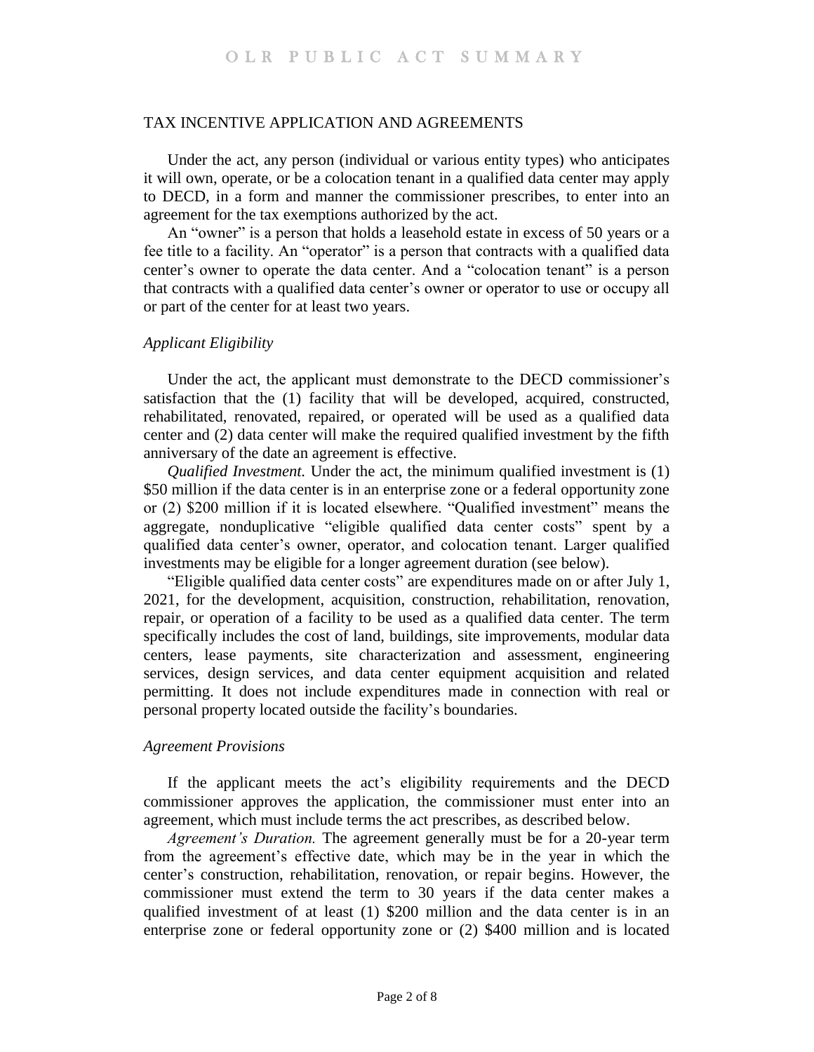## TAX INCENTIVE APPLICATION AND AGREEMENTS

Under the act, any person (individual or various entity types) who anticipates it will own, operate, or be a colocation tenant in a qualified data center may apply to DECD, in a form and manner the commissioner prescribes, to enter into an agreement for the tax exemptions authorized by the act.

An "owner" is a person that holds a leasehold estate in excess of 50 years or a fee title to a facility. An "operator" is a person that contracts with a qualified data center's owner to operate the data center. And a "colocation tenant" is a person that contracts with a qualified data center's owner or operator to use or occupy all or part of the center for at least two years.

### *Applicant Eligibility*

Under the act, the applicant must demonstrate to the DECD commissioner's satisfaction that the (1) facility that will be developed, acquired, constructed, rehabilitated, renovated, repaired, or operated will be used as a qualified data center and (2) data center will make the required qualified investment by the fifth anniversary of the date an agreement is effective.

*Qualified Investment.* Under the act, the minimum qualified investment is (1) $50 million if the data center is in an enterprise zone or a federal opportunity zone or (2) $200 million if it is located elsewhere. "Qualified investment" means the aggregate, nonduplicative "eligible qualified data center costs" spent by a qualified data center's owner, operator, and colocation tenant. Larger qualified investments may be eligible for a longer agreement duration (see below).

"Eligible qualified data center costs" are expenditures made on or after July 1, 2021, for the development, acquisition, construction, rehabilitation, renovation, repair, or operation of a facility to be used as a qualified data center. The term specifically includes the cost of land, buildings, site improvements, modular data centers, lease payments, site characterization and assessment, engineering services, design services, and data center equipment acquisition and related permitting. It does not include expenditures made in connection with real or personal property located outside the facility's boundaries.

### *Agreement Provisions*

If the applicant meets the act's eligibility requirements and the DECD commissioner approves the application, the commissioner must enter into an agreement, which must include terms the act prescribes, as described below.

*Agreement's Duration.* The agreement generally must be for a 20-year term from the agreement's effective date, which may be in the year in which the center's construction, rehabilitation, renovation, or repair begins. However, the commissioner must extend the term to 30 years if the data center makes a qualified investment of at least (1) $200 million and the data center is in an enterprise zone or federal opportunity zone or (2) $400 million and is located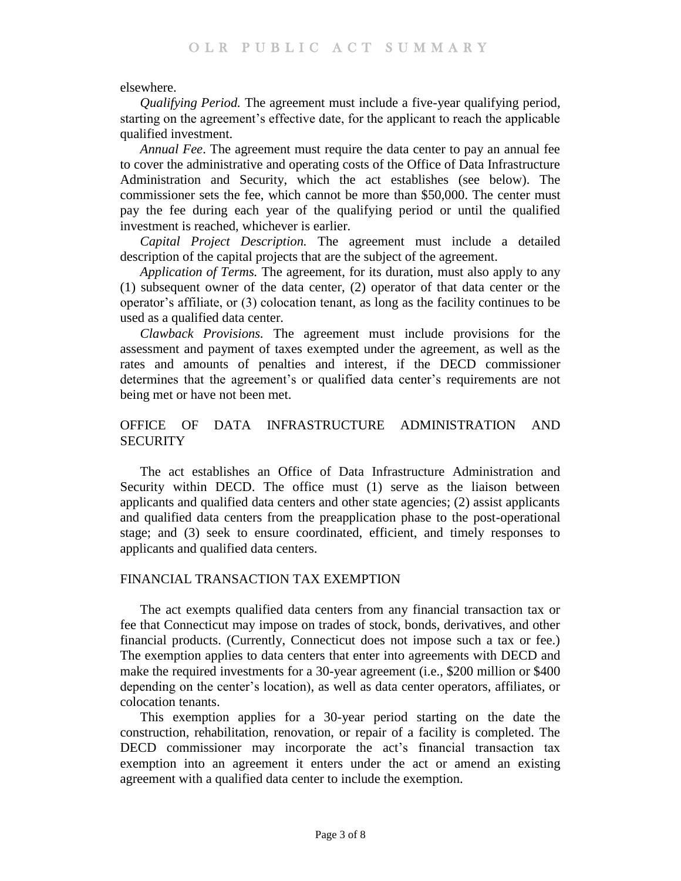elsewhere.

*Qualifying Period.* The agreement must include a five-year qualifying period, starting on the agreement's effective date, for the applicant to reach the applicable qualified investment.

*Annual Fee*. The agreement must require the data center to pay an annual fee to cover the administrative and operating costs of the Office of Data Infrastructure Administration and Security, which the act establishes (see below). The commissioner sets the fee, which cannot be more than $50,000. The center must pay the fee during each year of the qualifying period or until the qualified investment is reached, whichever is earlier.

*Capital Project Description.* The agreement must include a detailed description of the capital projects that are the subject of the agreement.

*Application of Terms.* The agreement, for its duration, must also apply to any (1) subsequent owner of the data center, (2) operator of that data center or the operator's affiliate, or (3) colocation tenant, as long as the facility continues to be used as a qualified data center.

*Clawback Provisions.* The agreement must include provisions for the assessment and payment of taxes exempted under the agreement, as well as the rates and amounts of penalties and interest, if the DECD commissioner determines that the agreement's or qualified data center's requirements are not being met or have not been met.

## OFFICE OF DATA INFRASTRUCTURE ADMINISTRATION AND SECURITY

The act establishes an Office of Data Infrastructure Administration and Security within DECD. The office must (1) serve as the liaison between applicants and qualified data centers and other state agencies; (2) assist applicants and qualified data centers from the preapplication phase to the post-operational stage; and (3) seek to ensure coordinated, efficient, and timely responses to applicants and qualified data centers.

## FINANCIAL TRANSACTION TAX EXEMPTION

The act exempts qualified data centers from any financial transaction tax or fee that Connecticut may impose on trades of stock, bonds, derivatives, and other financial products. (Currently, Connecticut does not impose such a tax or fee.) The exemption applies to data centers that enter into agreements with DECD and make the required investments for a 30-year agreement (i.e., $200 million or $400 depending on the center's location), as well as data center operators, affiliates, or colocation tenants.

This exemption applies for a 30-year period starting on the date the construction, rehabilitation, renovation, or repair of a facility is completed. The DECD commissioner may incorporate the act's financial transaction tax exemption into an agreement it enters under the act or amend an existing agreement with a qualified data center to include the exemption.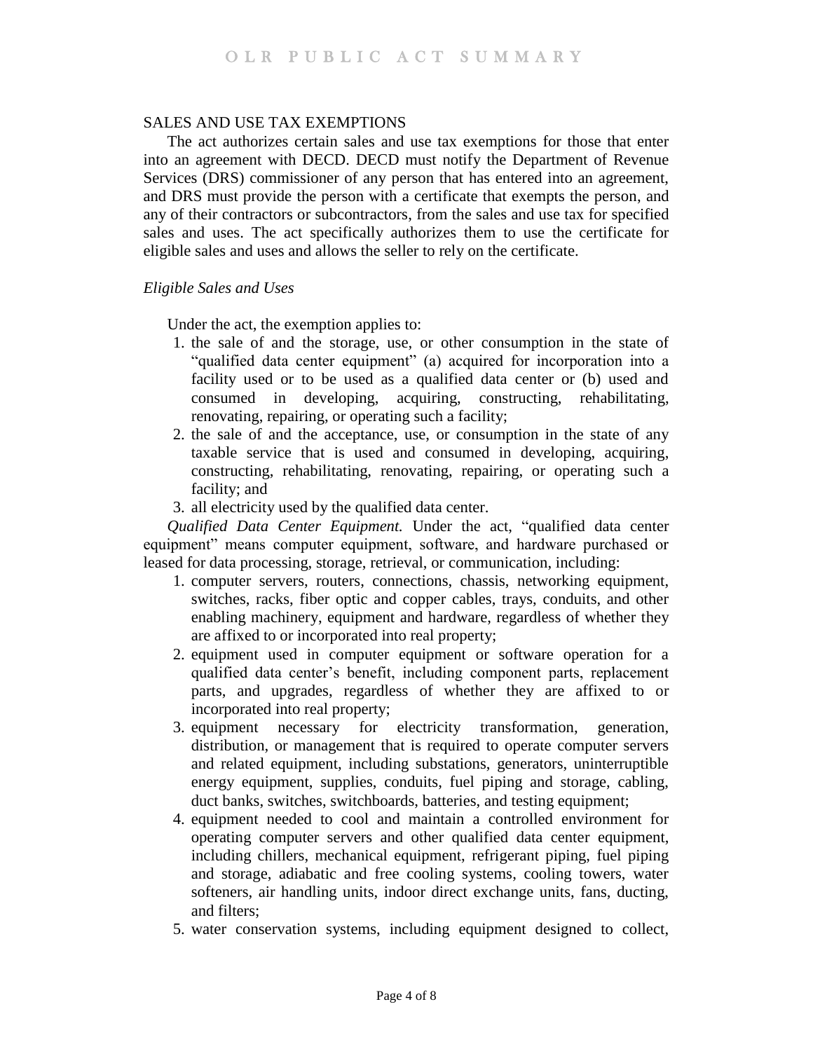## SALES AND USE TAX EXEMPTIONS

The act authorizes certain sales and use tax exemptions for those that enter into an agreement with DECD. DECD must notify the Department of Revenue Services (DRS) commissioner of any person that has entered into an agreement, and DRS must provide the person with a certificate that exempts the person, and any of their contractors or subcontractors, from the sales and use tax for specified sales and uses. The act specifically authorizes them to use the certificate for eligible sales and uses and allows the seller to rely on the certificate.

### *Eligible Sales and Uses*

Under the act, the exemption applies to:

1. the sale of and the storage, use, or other consumption in the state of "qualified data center equipment" (a) acquired for incorporation into a facility used or to be used as a qualified data center or (b) used and consumed in developing, acquiring, constructing, rehabilitating, renovating, repairing, or operating such a facility;
2. the sale of and the acceptance, use, or consumption in the state of any taxable service that is used and consumed in developing, acquiring, constructing, rehabilitating, renovating, repairing, or operating such a facility; and
3. all electricity used by the qualified data center.

*Qualified Data Center Equipment.* Under the act, "qualified data center equipment" means computer equipment, software, and hardware purchased or leased for data processing, storage, retrieval, or communication, including:

1. computer servers, routers, connections, chassis, networking equipment, switches, racks, fiber optic and copper cables, trays, conduits, and other enabling machinery, equipment and hardware, regardless of whether they are affixed to or incorporated into real property;
2. equipment used in computer equipment or software operation for a qualified data center's benefit, including component parts, replacement parts, and upgrades, regardless of whether they are affixed to or incorporated into real property;
3. equipment necessary for electricity transformation, generation, distribution, or management that is required to operate computer servers and related equipment, including substations, generators, uninterruptible energy equipment, supplies, conduits, fuel piping and storage, cabling, duct banks, switches, switchboards, batteries, and testing equipment;
4. equipment needed to cool and maintain a controlled environment for operating computer servers and other qualified data center equipment, including chillers, mechanical equipment, refrigerant piping, fuel piping and storage, adiabatic and free cooling systems, cooling towers, water softeners, air handling units, indoor direct exchange units, fans, ducting, and filters;
5. water conservation systems, including equipment designed to collect,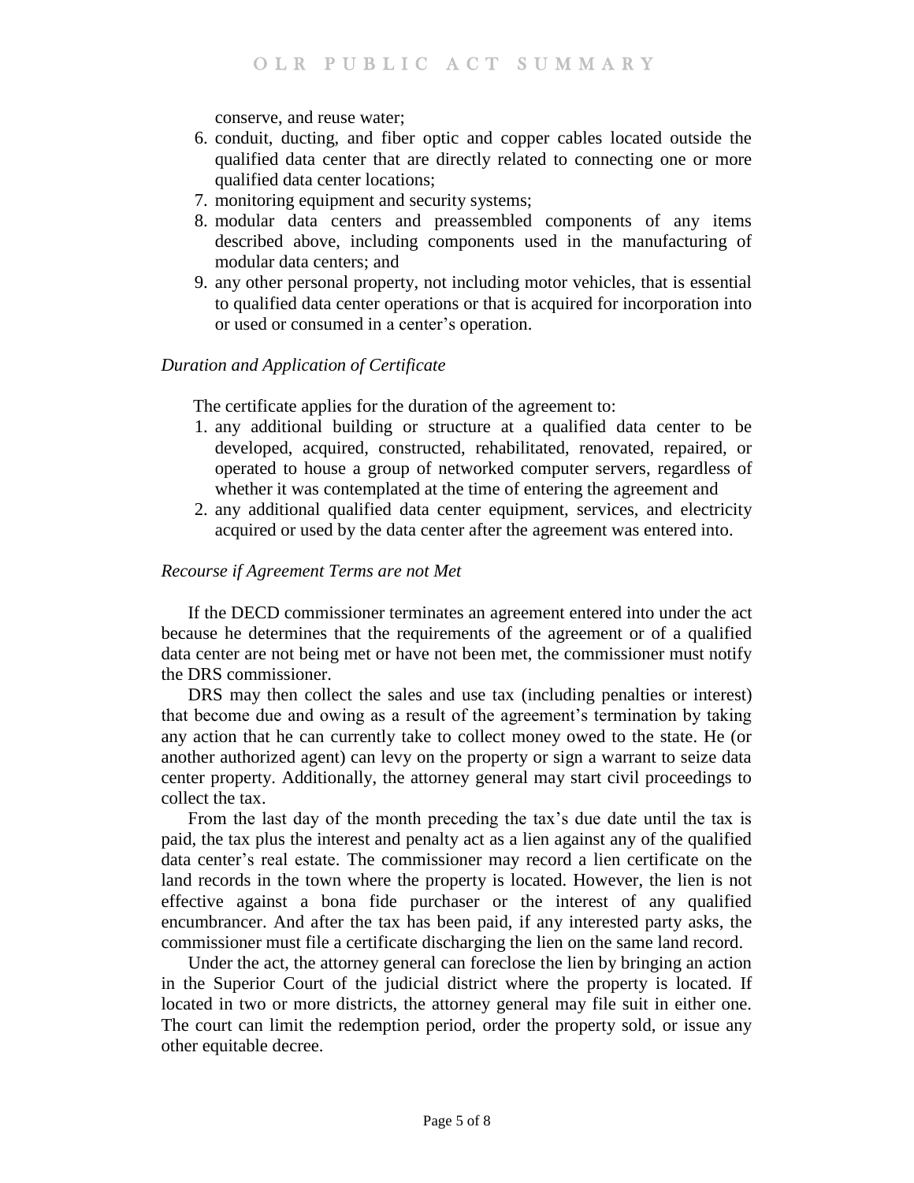conserve, and reuse water;

6. conduit, ducting, and fiber optic and copper cables located outside the qualified data center that are directly related to connecting one or more qualified data center locations;
7. monitoring equipment and security systems;
8. modular data centers and preassembled components of any items described above, including components used in the manufacturing of modular data centers; and
9. any other personal property, not including motor vehicles, that is essential to qualified data center operations or that is acquired for incorporation into or used or consumed in a center's operation.

*Duration and Application of Certificate*

The certificate applies for the duration of the agreement to:

1. any additional building or structure at a qualified data center to be developed, acquired, constructed, rehabilitated, renovated, repaired, or operated to house a group of networked computer servers, regardless of whether it was contemplated at the time of entering the agreement and
2. any additional qualified data center equipment, services, and electricity acquired or used by the data center after the agreement was entered into.

*Recourse if Agreement Terms are not Met*

If the DECD commissioner terminates an agreement entered into under the act because he determines that the requirements of the agreement or of a qualified data center are not being met or have not been met, the commissioner must notify the DRS commissioner.

DRS may then collect the sales and use tax (including penalties or interest) that become due and owing as a result of the agreement's termination by taking any action that he can currently take to collect money owed to the state. He (or another authorized agent) can levy on the property or sign a warrant to seize data center property. Additionally, the attorney general may start civil proceedings to collect the tax.

From the last day of the month preceding the tax's due date until the tax is paid, the tax plus the interest and penalty act as a lien against any of the qualified data center's real estate. The commissioner may record a lien certificate on the land records in the town where the property is located. However, the lien is not effective against a bona fide purchaser or the interest of any qualified encumbrancer. And after the tax has been paid, if any interested party asks, the commissioner must file a certificate discharging the lien on the same land record.

Under the act, the attorney general can foreclose the lien by bringing an action in the Superior Court of the judicial district where the property is located. If located in two or more districts, the attorney general may file suit in either one. The court can limit the redemption period, order the property sold, or issue any other equitable decree.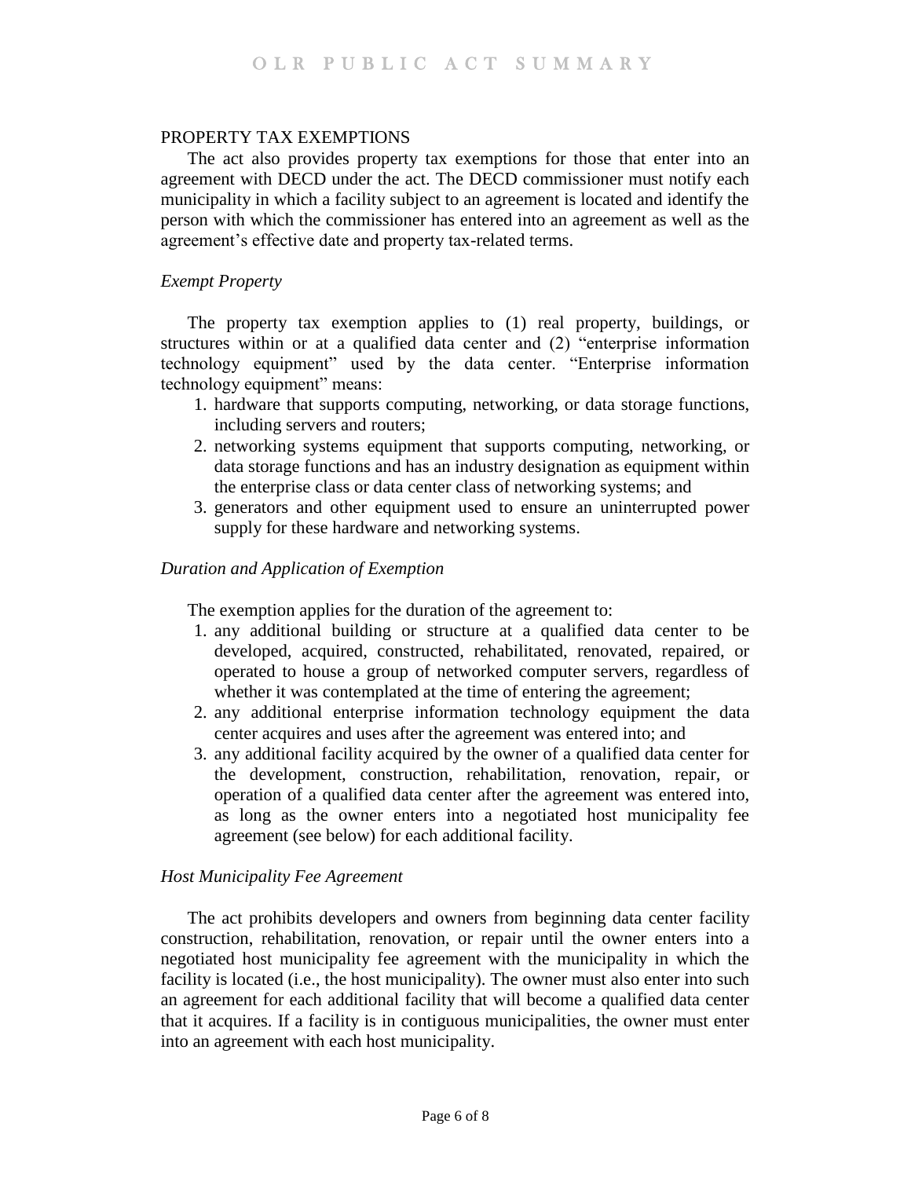## PROPERTY TAX EXEMPTIONS

The act also provides property tax exemptions for those that enter into an agreement with DECD under the act. The DECD commissioner must notify each municipality in which a facility subject to an agreement is located and identify the person with which the commissioner has entered into an agreement as well as the agreement's effective date and property tax-related terms.

### *Exempt Property*

The property tax exemption applies to (1) real property, buildings, or structures within or at a qualified data center and (2) "enterprise information technology equipment" used by the data center. "Enterprise information technology equipment" means:

1. hardware that supports computing, networking, or data storage functions, including servers and routers;
2. networking systems equipment that supports computing, networking, or data storage functions and has an industry designation as equipment within the enterprise class or data center class of networking systems; and
3. generators and other equipment used to ensure an uninterrupted power supply for these hardware and networking systems.

### *Duration and Application of Exemption*

The exemption applies for the duration of the agreement to:

1. any additional building or structure at a qualified data center to be developed, acquired, constructed, rehabilitated, renovated, repaired, or operated to house a group of networked computer servers, regardless of whether it was contemplated at the time of entering the agreement;
2. any additional enterprise information technology equipment the data center acquires and uses after the agreement was entered into; and
3. any additional facility acquired by the owner of a qualified data center for the development, construction, rehabilitation, renovation, repair, or operation of a qualified data center after the agreement was entered into, as long as the owner enters into a negotiated host municipality fee agreement (see below) for each additional facility.

### *Host Municipality Fee Agreement*

The act prohibits developers and owners from beginning data center facility construction, rehabilitation, renovation, or repair until the owner enters into a negotiated host municipality fee agreement with the municipality in which the facility is located (i.e., the host municipality). The owner must also enter into such an agreement for each additional facility that will become a qualified data center that it acquires. If a facility is in contiguous municipalities, the owner must enter into an agreement with each host municipality.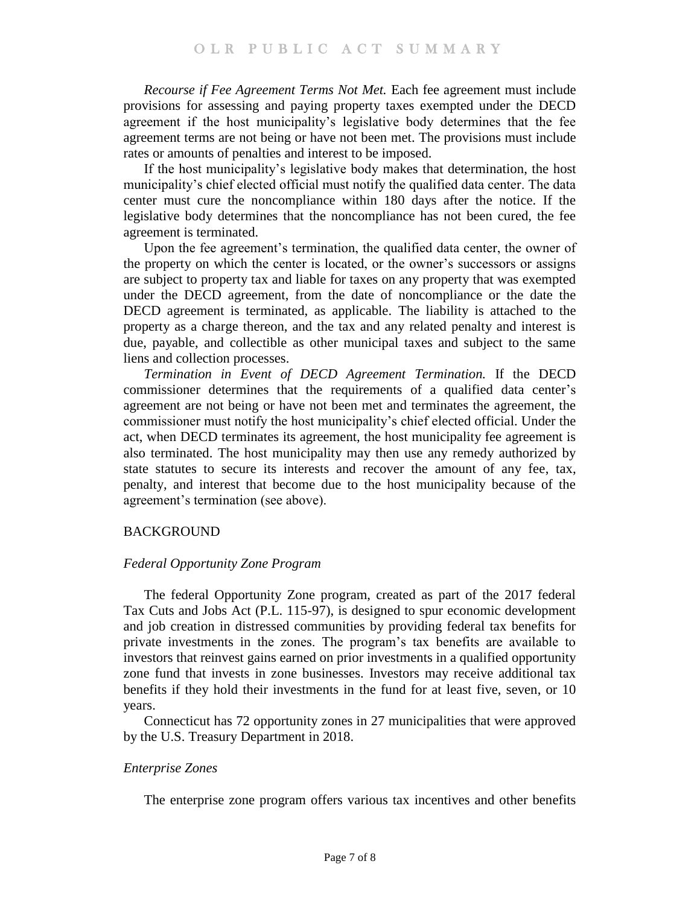*Recourse if Fee Agreement Terms Not Met.* Each fee agreement must include provisions for assessing and paying property taxes exempted under the DECD agreement if the host municipality's legislative body determines that the fee agreement terms are not being or have not been met. The provisions must include rates or amounts of penalties and interest to be imposed.

If the host municipality's legislative body makes that determination, the host municipality's chief elected official must notify the qualified data center. The data center must cure the noncompliance within 180 days after the notice. If the legislative body determines that the noncompliance has not been cured, the fee agreement is terminated.

Upon the fee agreement's termination, the qualified data center, the owner of the property on which the center is located, or the owner's successors or assigns are subject to property tax and liable for taxes on any property that was exempted under the DECD agreement, from the date of noncompliance or the date the DECD agreement is terminated, as applicable. The liability is attached to the property as a charge thereon, and the tax and any related penalty and interest is due, payable, and collectible as other municipal taxes and subject to the same liens and collection processes.

*Termination in Event of DECD Agreement Termination.* If the DECD commissioner determines that the requirements of a qualified data center's agreement are not being or have not been met and terminates the agreement, the commissioner must notify the host municipality's chief elected official. Under the act, when DECD terminates its agreement, the host municipality fee agreement is also terminated. The host municipality may then use any remedy authorized by state statutes to secure its interests and recover the amount of any fee, tax, penalty, and interest that become due to the host municipality because of the agreement's termination (see above).

## BACKGROUND

### *Federal Opportunity Zone Program*

The federal Opportunity Zone program, created as part of the 2017 federal Tax Cuts and Jobs Act (P.L. 115-97), is designed to spur economic development and job creation in distressed communities by providing federal tax benefits for private investments in the zones. The program's tax benefits are available to investors that reinvest gains earned on prior investments in a qualified opportunity zone fund that invests in zone businesses. Investors may receive additional tax benefits if they hold their investments in the fund for at least five, seven, or 10 years.

Connecticut has 72 opportunity zones in 27 municipalities that were approved by the U.S. Treasury Department in 2018.

### *Enterprise Zones*

The enterprise zone program offers various tax incentives and other benefits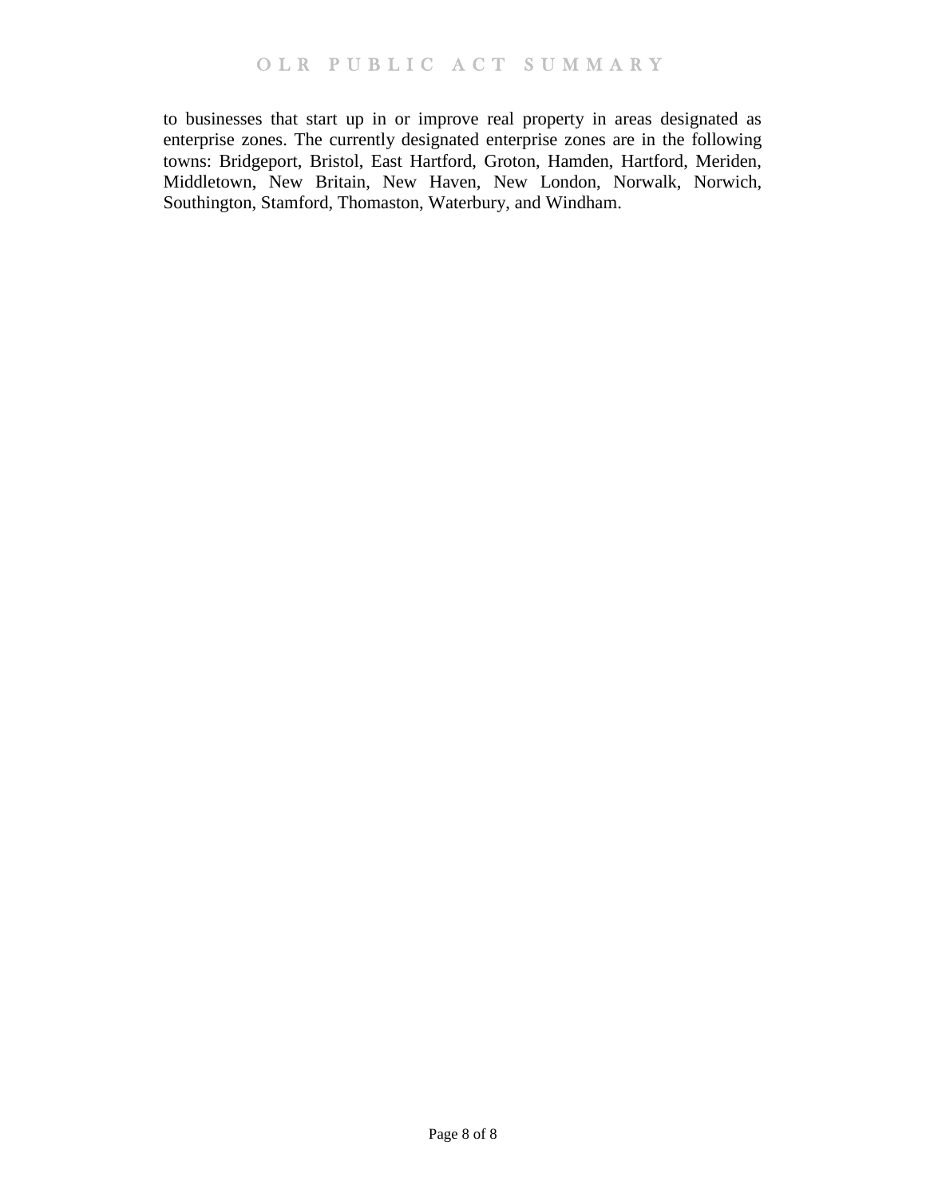to businesses that start up in or improve real property in areas designated as enterprise zones. The currently designated enterprise zones are in the following towns: Bridgeport, Bristol, East Hartford, Groton, Hamden, Hartford, Meriden, Middletown, New Britain, New Haven, New London, Norwalk, Norwich, Southington, Stamford, Thomaston, Waterbury, and Windham.